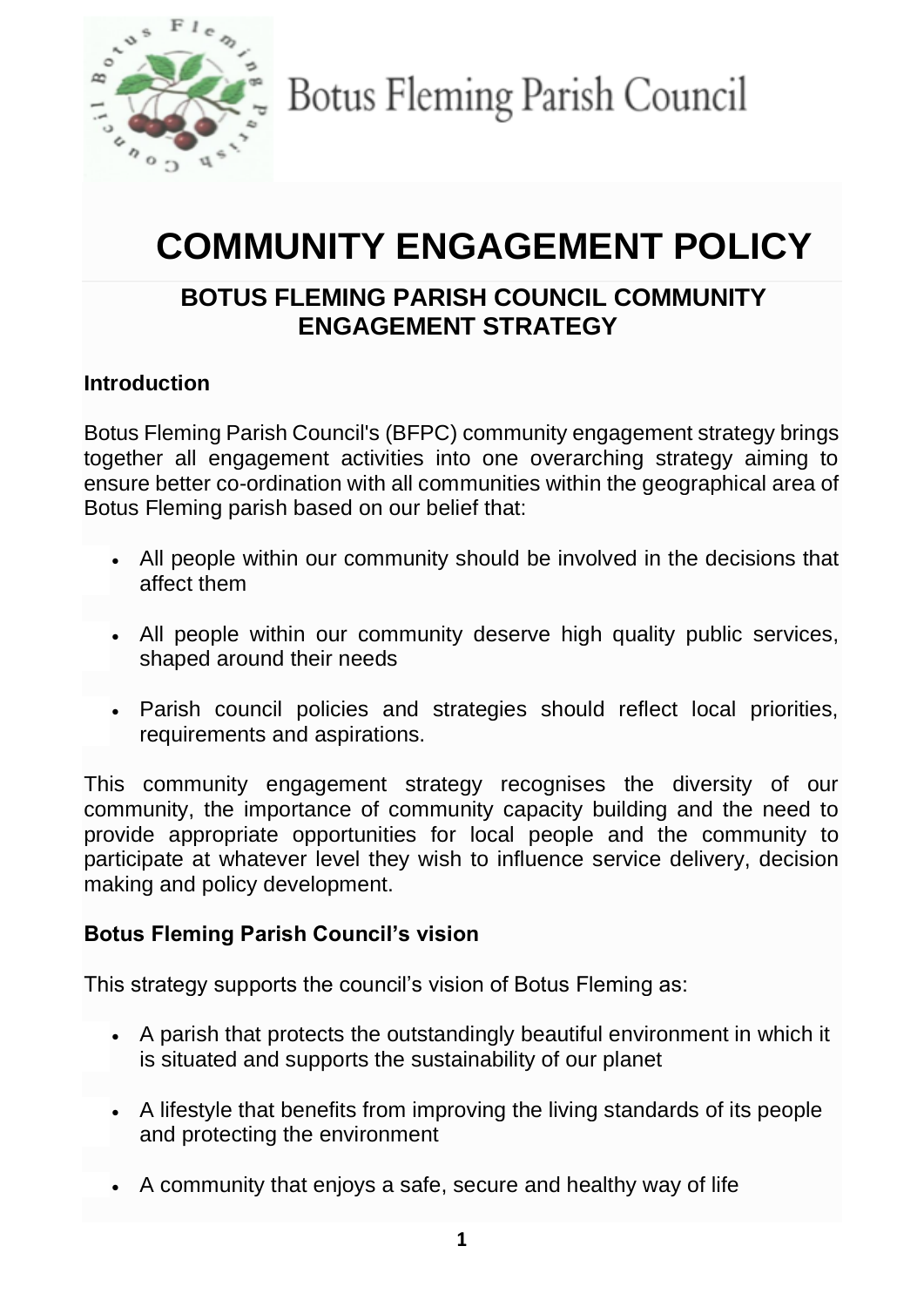Botus Fleming Parish Council

# COMMUNITY ENGAGEMENT POLICY

## BOTUS FLEMING PARISH COUNCIL COMMUNITY ENGAGEMENT STRATEGY

### Introduction

Botus Fleming Parish Council's (BFPC) community engagement strategy brings together all engagement activities into one overarching strategy aiming to ensure better co-ordination with all communities within the geographical area of Botus Fleming parish based on our belief that:

- All people within our community should be involved in the decisions that affect them
- All people within our community deserve high quality public services, shaped around their needs
- Parish council policies and strategies should reflect local priorities, requirements and aspirations.

This community engagement strategy recognises the diversity of our community, the importance of community capacity building and the need to provide appropriate opportunities for local people and the community to participate at whatever level they wish to influence service delivery, decision making and policy development.

### Botus Fleming Parish Council's vision

This strategy supports the council's vision of Botus Fleming as:

- A parish that protects the outstandingly beautiful environment in which it is situated and supports the sustainability of our planet
- A lifestyle that benefits from improving the living standards of its people and protecting the environment
- A community that enjoys a safe, secure and healthy way of life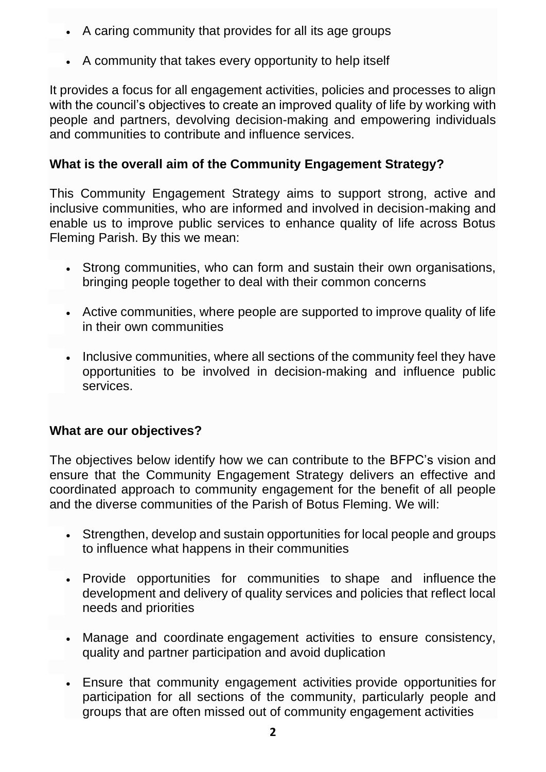- A caring community that provides for all its age groups
- A community that takes every opportunity to help itself

It provides a focus for all engagement activities, policies and processes to align with the council's objectives to create an improved quality of life by working with people and partners, devolving decision-making and empowering individuals and communities to contribute and influence services.

**What is the overall aim of the Community Engagement Strategy?**

This Community Engagement Strategy aims to support strong, active and inclusive communities, who are informed and involved in decision-making and enable us to improve public services to enhance quality of life across Botus Fleming Parish. By this we mean:

- Strong communities, who can form and sustain their own organisations, bringing people together to deal with their common concerns
- Active communities, where people are supported to improve quality of life in their own communities
- Inclusive communities, where all sections of the community feel they have opportunities to be involved in decision-making and influence public services.

**What are our objectives?**

The objectives below identify how we can contribute to the BFPC's vision and ensure that the Community Engagement Strategy delivers an effective and coordinated approach to community engagement for the benefit of all people and the diverse communities of the Parish of Botus Fleming. We will:

- Strengthen, develop and sustain opportunities for local people and groups to influence what happens in their communities
- Provide opportunities for communities to shape and influence the development and delivery of quality services and policies that reflect local needs and priorities
- Manage and coordinate engagement activities to ensure consistency, quality and partner participation and avoid duplication
- Ensure that community engagement activities provide opportunities for participation for all sections of the community, particularly people and groups that are often missed out of community engagement activities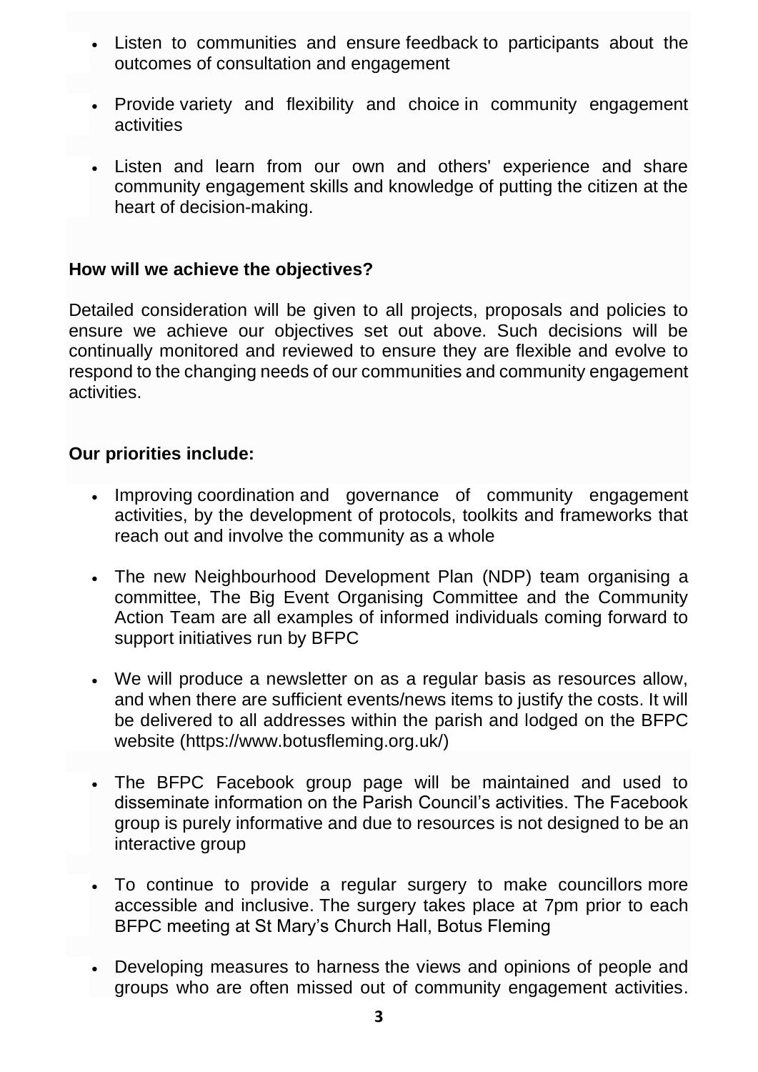- Listen to communities and ensure feedback to participants about the outcomes of consultation and engagement
- Provide variety and flexibility and choice in community engagement activities
- Listen and learn from our own and others' experience and share community engagement skills and knowledge of putting the citizen at the heart of decision-making.

**How will we achieve the objectives?**

Detailed consideration will be given to all projects, proposals and policies to ensure we achieve our objectives set out above. Such decisions will be continually monitored and reviewed to ensure they are flexible and evolve to respond to the changing needs of our communities and community engagement activities.

**Our priorities include:**

- Improving coordination and governance of community engagement activities, by the development of protocols, toolkits and frameworks that reach out and involve the community as a whole
- The new Neighbourhood Development Plan (NDP) team organising a committee, The Big Event Organising Committee and the Community Action Team are all examples of informed individuals coming forward to support initiatives run by BFPC
- We will produce a newsletter on as a regular basis as resources allow, and when there are sufficient events/news items to justify the costs. It will be delivered to all addresses within the parish and lodged on the BFPC website (https://www.botusfleming.org.uk/)
- The BFPC Facebook group page will be maintained and used to disseminate information on the Parish Council's activities. The Facebook group is purely informative and due to resources is not designed to be an interactive group
- To continue to provide a regular surgery to make councillors more accessible and inclusive. The surgery takes place at 7pm prior to each BFPC meeting at St Mary's Church Hall, Botus Fleming
- Developing measures to harness the views and opinions of people and groups who are often missed out of community engagement activities.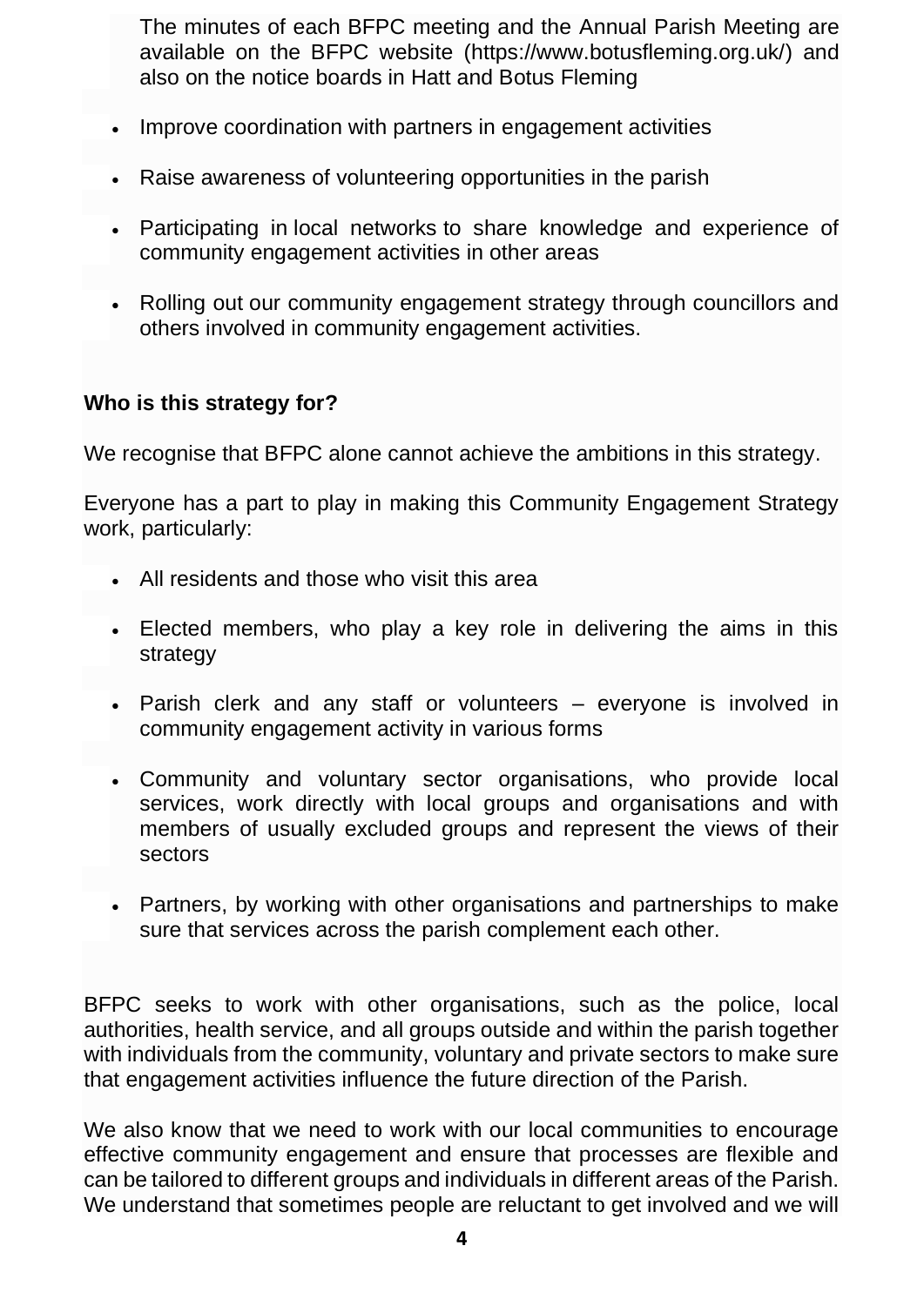The minutes of each BFPC meeting and the Annual Parish Meeting are available on the BFPC website (https://www.botusfleming.org.uk/) and also on the notice boards in Hatt and Botus Fleming

- Improve coordination with partners in engagement activities
- Raise awareness of volunteering opportunities in the parish
- Participating in local networks to share knowledge and experience of community engagement activities in other areas
- Rolling out our community engagement strategy through councillors and others involved in community engagement activities.

**Who is this strategy for?**

We recognise that BFPC alone cannot achieve the ambitions in this strategy.

Everyone has a part to play in making this Community Engagement Strategy work, particularly:

- All residents and those who visit this area
- Elected members, who play a key role in delivering the aims in this strategy
- Parish clerk and any staff or volunteers – everyone is involved in community engagement activity in various forms
- Community and voluntary sector organisations, who provide local services, work directly with local groups and organisations and with members of usually excluded groups and represent the views of their sectors
- Partners, by working with other organisations and partnerships to make sure that services across the parish complement each other.

BFPC seeks to work with other organisations, such as the police, local authorities, health service, and all groups outside and within the parish together with individuals from the community, voluntary and private sectors to make sure that engagement activities influence the future direction of the Parish.

We also know that we need to work with our local communities to encourage effective community engagement and ensure that processes are flexible and can be tailored to different groups and individuals in different areas of the Parish. We understand that sometimes people are reluctant to get involved and we will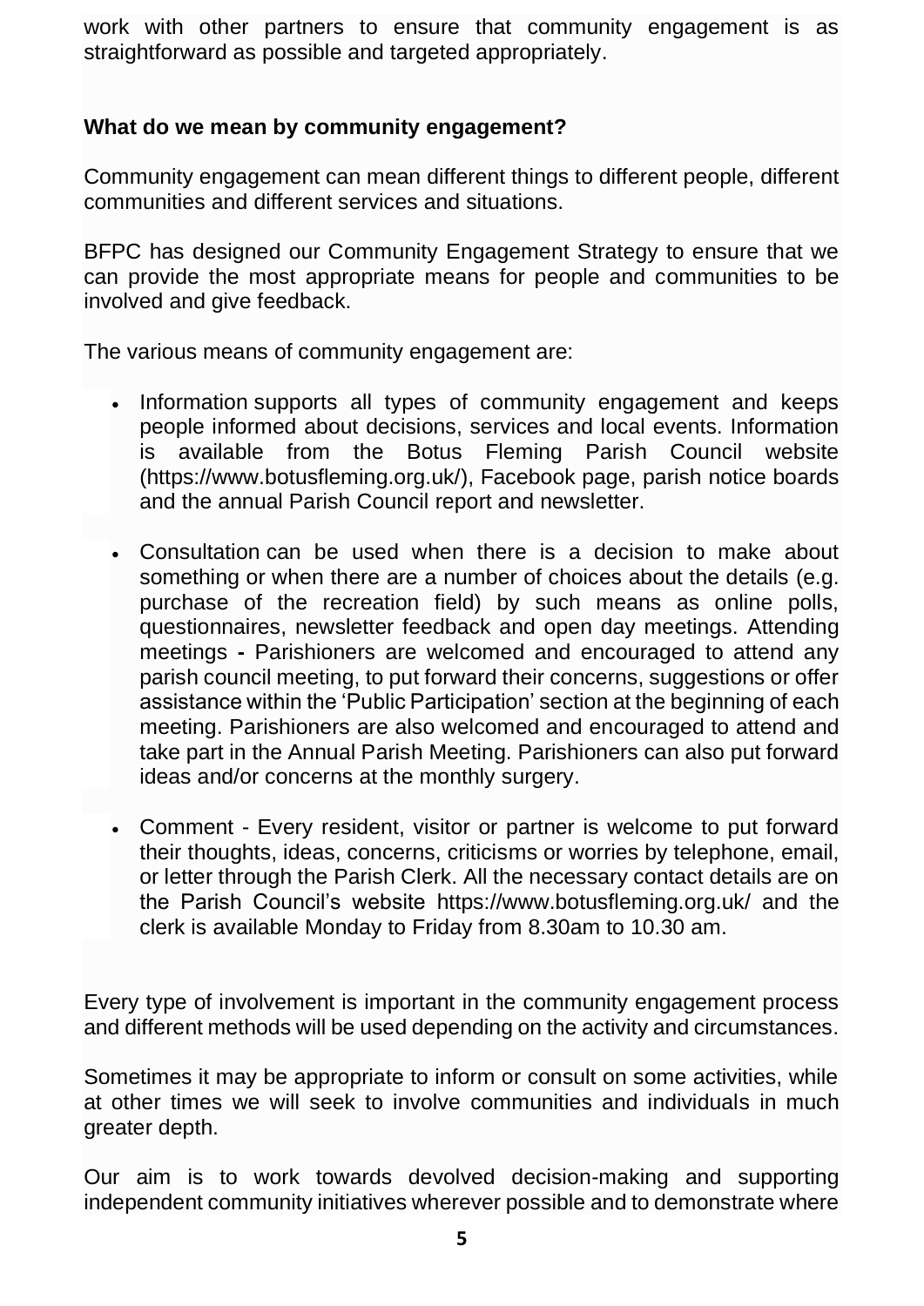work with other partners to ensure that community engagement is as straightforward as possible and targeted appropriately.

**What do we mean by community engagement?**

Community engagement can mean different things to different people, different communities and different services and situations.

BFPC has designed our Community Engagement Strategy to ensure that we can provide the most appropriate means for people and communities to be involved and give feedback.

The various means of community engagement are:

- Information supports all types of community engagement and keeps people informed about decisions, services and local events. Information is available from the Botus Fleming Parish Council website (https://www.botusfleming.org.uk/), Facebook page, parish notice boards and the annual Parish Council report and newsletter.

- Consultation can be used when there is a decision to make about something or when there are a number of choices about the details (e.g. purchase of the recreation field) by such means as online polls, questionnaires, newsletter feedback and open day meetings. Attending meetings **-** Parishioners are welcomed and encouraged to attend any parish council meeting, to put forward their concerns, suggestions or offer assistance within the 'Public Participation' section at the beginning of each meeting. Parishioners are also welcomed and encouraged to attend and take part in the Annual Parish Meeting. Parishioners can also put forward ideas and/or concerns at the monthly surgery.

- Comment - Every resident, visitor or partner is welcome to put forward their thoughts, ideas, concerns, criticisms or worries by telephone, email, or letter through the Parish Clerk. All the necessary contact details are on the Parish Council's website https://www.botusfleming.org.uk/ and the clerk is available Monday to Friday from 8.30am to 10.30 am.

Every type of involvement is important in the community engagement process and different methods will be used depending on the activity and circumstances.

Sometimes it may be appropriate to inform or consult on some activities, while at other times we will seek to involve communities and individuals in much greater depth.

Our aim is to work towards devolved decision-making and supporting independent community initiatives wherever possible and to demonstrate where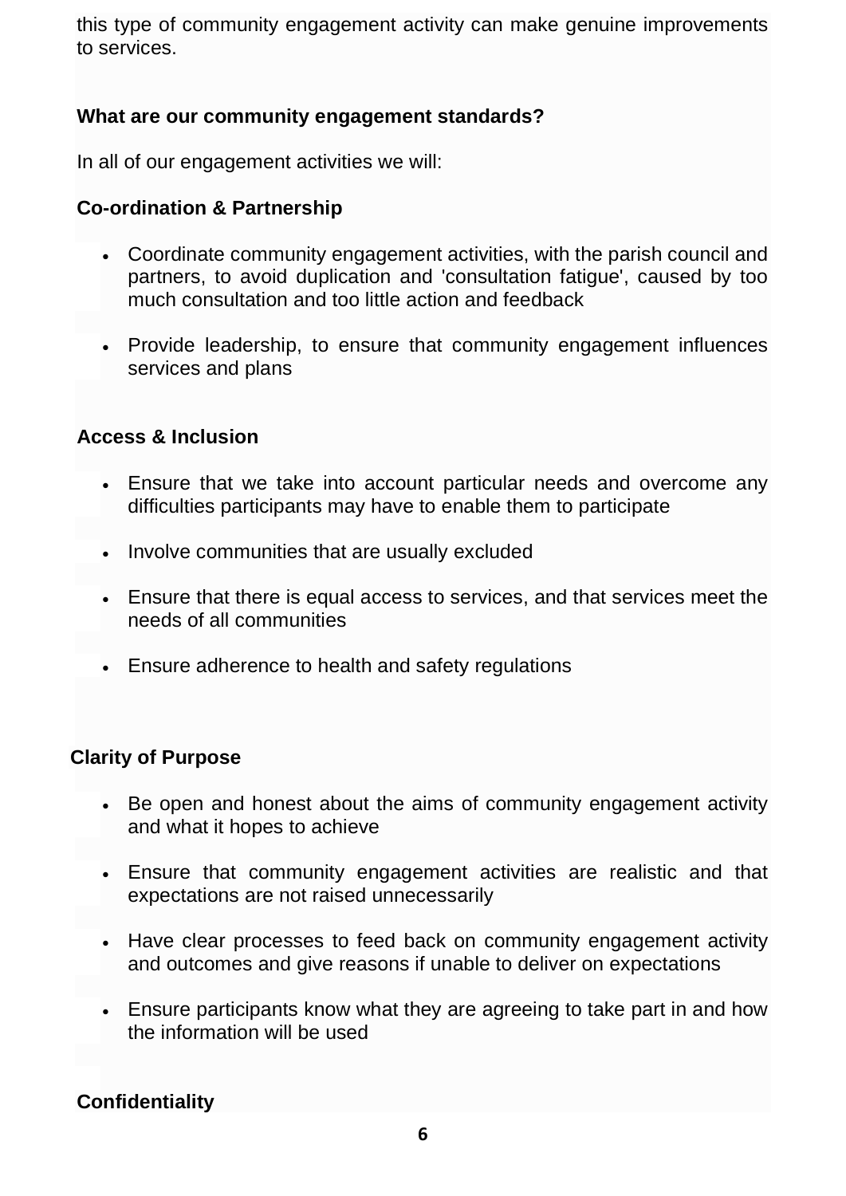this type of community engagement activity can make genuine improvements to services.

### What are our community engagement standards?

In all of our engagement activities we will:

#### Co-ordination & Partnership

- Coordinate community engagement activities, with the parish council and partners, to avoid duplication and 'consultation fatigue', caused by too much consultation and too little action and feedback
- Provide leadership, to ensure that community engagement influences services and plans

#### Access & Inclusion

- Ensure that we take into account particular needs and overcome any difficulties participants may have to enable them to participate
- Involve communities that are usually excluded
- Ensure that there is equal access to services, and that services meet the needs of all communities
- Ensure adherence to health and safety regulations

#### Clarity of Purpose

- Be open and honest about the aims of community engagement activity and what it hopes to achieve
- Ensure that community engagement activities are realistic and that expectations are not raised unnecessarily
- Have clear processes to feed back on community engagement activity and outcomes and give reasons if unable to deliver on expectations
- Ensure participants know what they are agreeing to take part in and how the information will be used

#### Confidentiality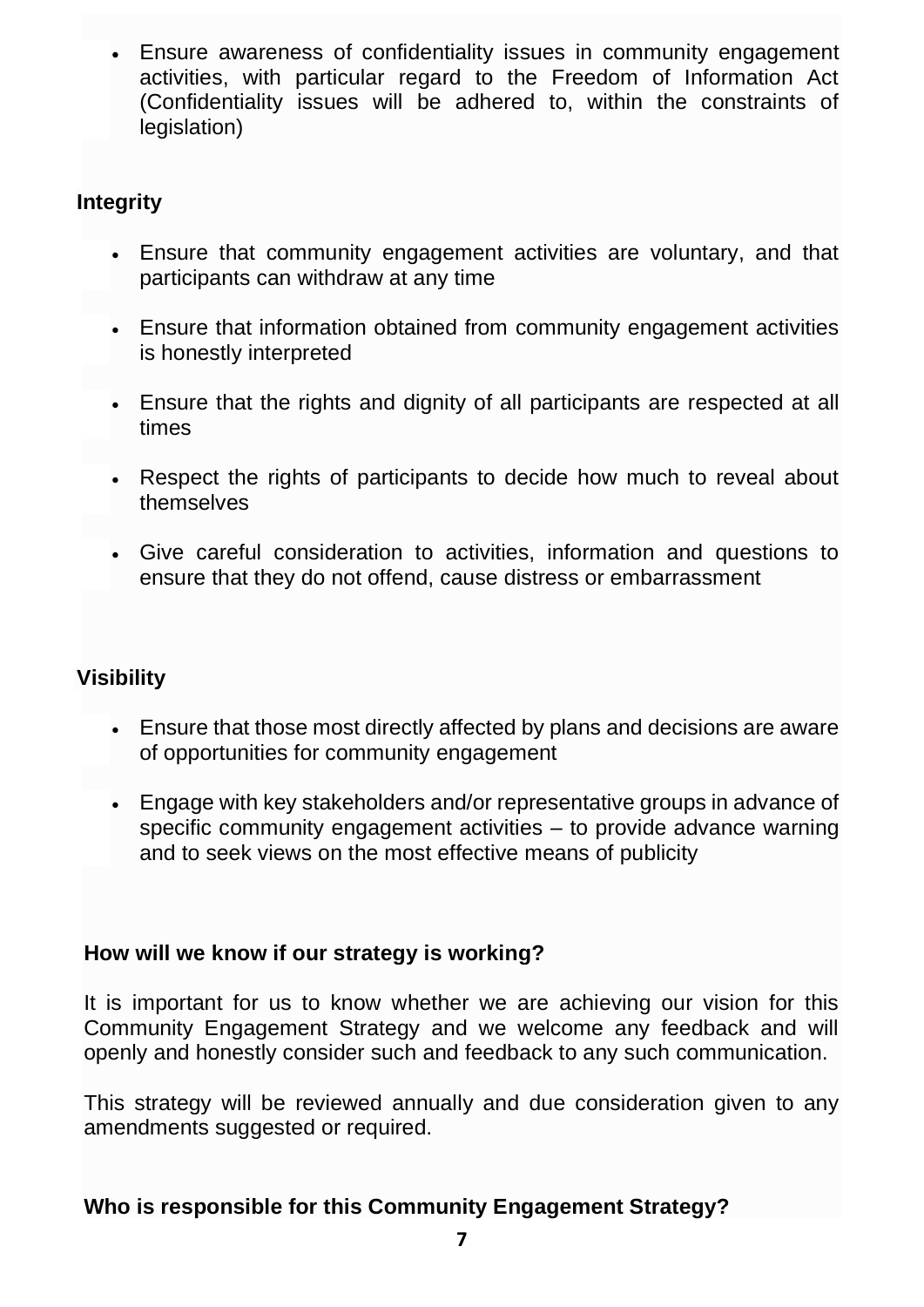- Ensure awareness of confidentiality issues in community engagement activities, with particular regard to the Freedom of Information Act (Confidentiality issues will be adhered to, within the constraints of legislation)

**Integrity**

- Ensure that community engagement activities are voluntary, and that participants can withdraw at any time
- Ensure that information obtained from community engagement activities is honestly interpreted
- Ensure that the rights and dignity of all participants are respected at all times
- Respect the rights of participants to decide how much to reveal about themselves
- Give careful consideration to activities, information and questions to ensure that they do not offend, cause distress or embarrassment

**Visibility**

- Ensure that those most directly affected by plans and decisions are aware of opportunities for community engagement
- Engage with key stakeholders and/or representative groups in advance of specific community engagement activities – to provide advance warning and to seek views on the most effective means of publicity

**How will we know if our strategy is working?**

It is important for us to know whether we are achieving our vision for this Community Engagement Strategy and we welcome any feedback and will openly and honestly consider such and feedback to any such communication.

This strategy will be reviewed annually and due consideration given to any amendments suggested or required.

**Who is responsible for this Community Engagement Strategy?**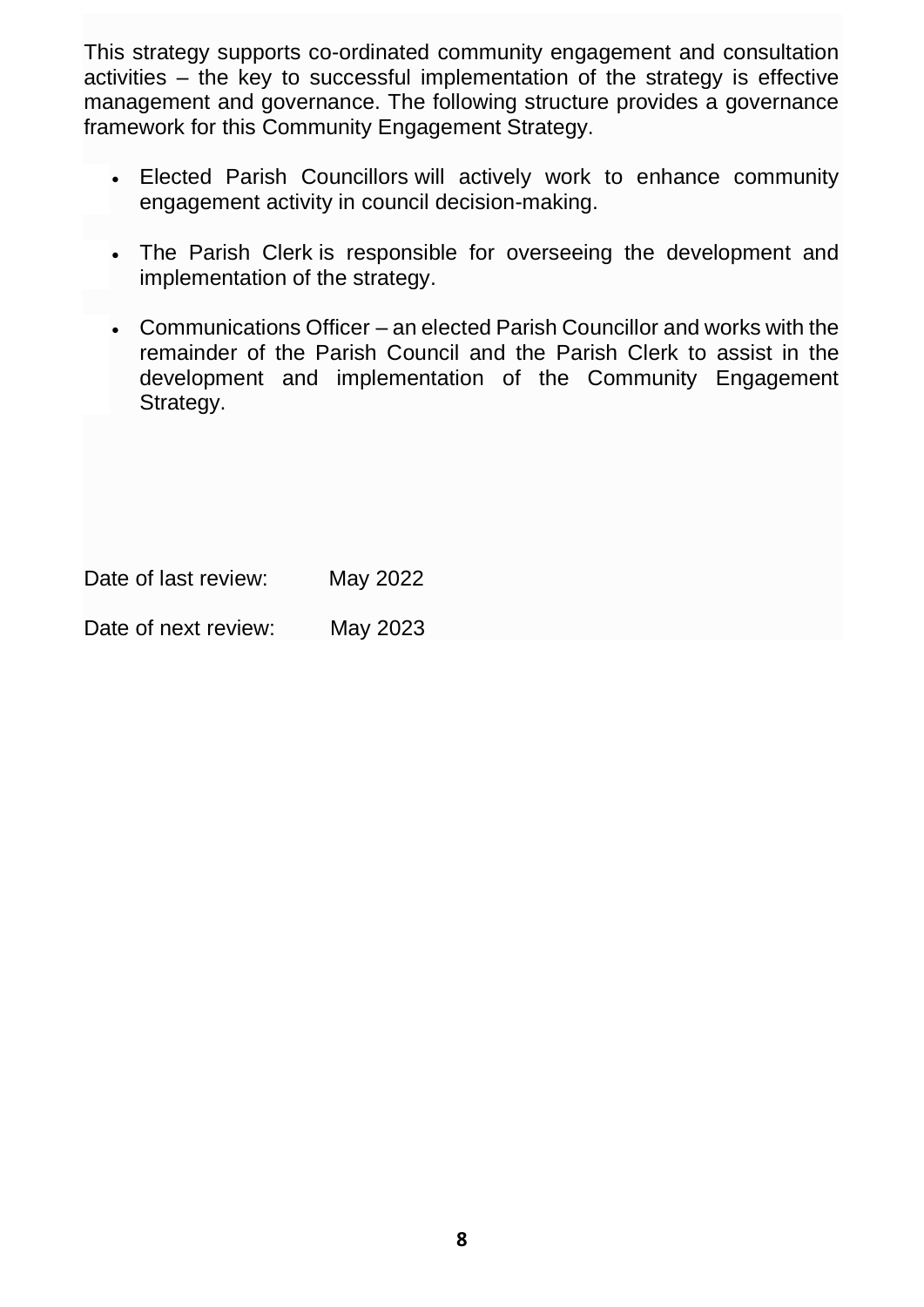This strategy supports co-ordinated community engagement and consultation activities – the key to successful implementation of the strategy is effective management and governance. The following structure provides a governance framework for this Community Engagement Strategy.

- Elected Parish Councillors will actively work to enhance community engagement activity in council decision-making.
- The Parish Clerk is responsible for overseeing the development and implementation of the strategy.
- Communications Officer – an elected Parish Councillor and works with the remainder of the Parish Council and the Parish Clerk to assist in the development and implementation of the Community Engagement Strategy.

Date of last review: May 2022

Date of next review: May 2023